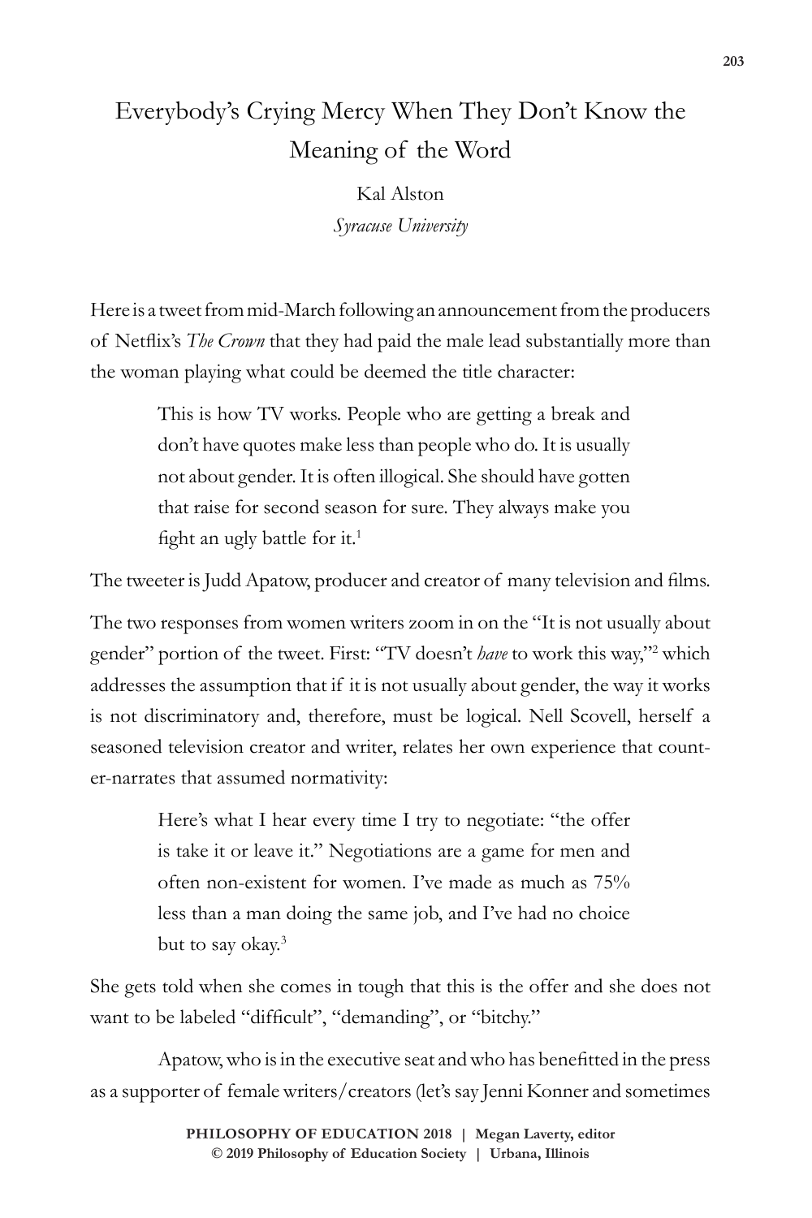# Everybody's Crying Mercy When They Don't Know the Meaning of the Word

Kal Alston
*Syracuse University*

Here is a tweet from mid-March following an announcement from the producers of Netflix's *The Crown* that they had paid the male lead substantially more than the woman playing what could be deemed the title character:

> This is how TV works. People who are getting a break and don't have quotes make less than people who do. It is usually not about gender. It is often illogical. She should have gotten that raise for second season for sure. They always make you fight an ugly battle for it.[1]

The tweeter is Judd Apatow, producer and creator of many television and films.

The two responses from women writers zoom in on the "It is not usually about gender" portion of the tweet. First: "TV doesn't *have* to work this way,"[2] which addresses the assumption that if it is not usually about gender, the way it works is not discriminatory and, therefore, must be logical. Nell Scovell, herself a seasoned television creator and writer, relates her own experience that counter-narrates that assumed normativity:

> Here's what I hear every time I try to negotiate: "the offer is take it or leave it." Negotiations are a game for men and often non-existent for women. I've made as much as 75% less than a man doing the same job, and I've had no choice but to say okay.[3]

She gets told when she comes in tough that this is the offer and she does not want to be labeled "difficult", "demanding", or "bitchy."

Apatow, who is in the executive seat and who has benefitted in the press as a supporter of female writers/creators (let's say Jenni Konner and sometimes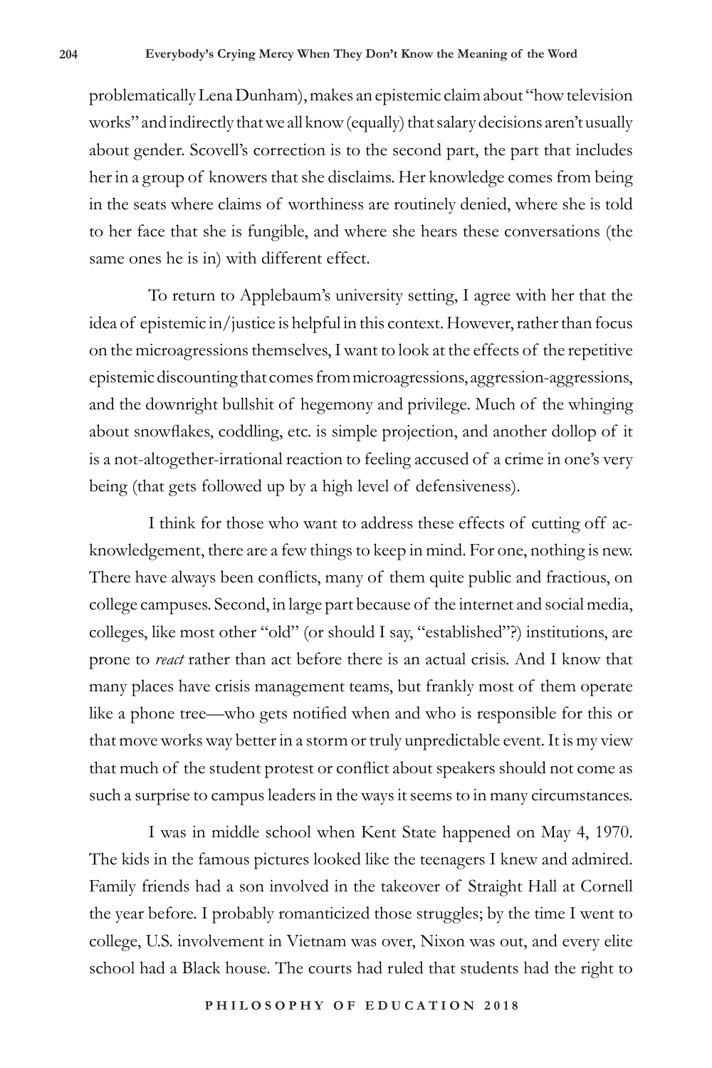problematically Lena Dunham), makes an epistemic claim about "how television works" and indirectly that we all know (equally) that salary decisions aren't usually about gender. Scovell's correction is to the second part, the part that includes her in a group of knowers that she disclaims. Her knowledge comes from being in the seats where claims of worthiness are routinely denied, where she is told to her face that she is fungible, and where she hears these conversations (the same ones he is in) with different effect.

To return to Applebaum's university setting, I agree with her that the idea of epistemic in/justice is helpful in this context. However, rather than focus on the microagressions themselves, I want to look at the effects of the repetitive epistemic discounting that comes from microagressions, aggression-aggressions, and the downright bullshit of hegemony and privilege. Much of the whinging about snowflakes, coddling, etc. is simple projection, and another dollop of it is a not-altogether-irrational reaction to feeling accused of a crime in one's very being (that gets followed up by a high level of defensiveness).

I think for those who want to address these effects of cutting off acknowledgement, there are a few things to keep in mind. For one, nothing is new. There have always been conflicts, many of them quite public and fractious, on college campuses. Second, in large part because of the internet and social media, colleges, like most other "old" (or should I say, "established"?) institutions, are prone to *react* rather than act before there is an actual crisis. And I know that many places have crisis management teams, but frankly most of them operate like a phone tree—who gets notified when and who is responsible for this or that move works way better in a storm or truly unpredictable event. It is my view that much of the student protest or conflict about speakers should not come as such a surprise to campus leaders in the ways it seems to in many circumstances.

I was in middle school when Kent State happened on May 4, 1970. The kids in the famous pictures looked like the teenagers I knew and admired. Family friends had a son involved in the takeover of Straight Hall at Cornell the year before. I probably romanticized those struggles; by the time I went to college, U.S. involvement in Vietnam was over, Nixon was out, and every elite school had a Black house. The courts had ruled that students had the right to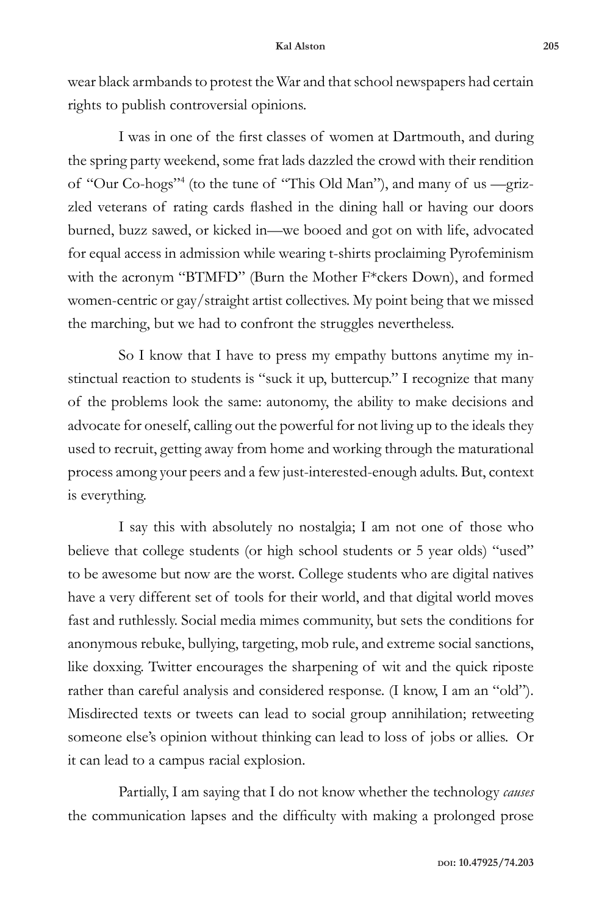wear black armbands to protest the War and that school newspapers had certain rights to publish controversial opinions.

I was in one of the first classes of women at Dartmouth, and during the spring party weekend, some frat lads dazzled the crowd with their rendition of "Our Co-hogs"[4] (to the tune of "This Old Man"), and many of us —grizzled veterans of rating cards flashed in the dining hall or having our doors burned, buzz sawed, or kicked in—we booed and got on with life, advocated for equal access in admission while wearing t-shirts proclaiming Pyrofeminism with the acronym "BTMFD" (Burn the Mother F*ckers Down), and formed women-centric or gay/straight artist collectives. My point being that we missed the marching, but we had to confront the struggles nevertheless.

So I know that I have to press my empathy buttons anytime my instinctual reaction to students is "suck it up, buttercup." I recognize that many of the problems look the same: autonomy, the ability to make decisions and advocate for oneself, calling out the powerful for not living up to the ideals they used to recruit, getting away from home and working through the maturational process among your peers and a few just-interested-enough adults. But, context is everything.

I say this with absolutely no nostalgia; I am not one of those who believe that college students (or high school students or 5 year olds) "used" to be awesome but now are the worst. College students who are digital natives have a very different set of tools for their world, and that digital world moves fast and ruthlessly. Social media mimes community, but sets the conditions for anonymous rebuke, bullying, targeting, mob rule, and extreme social sanctions, like doxxing. Twitter encourages the sharpening of wit and the quick riposte rather than careful analysis and considered response. (I know, I am an "old"). Misdirected texts or tweets can lead to social group annihilation; retweeting someone else's opinion without thinking can lead to loss of jobs or allies. Or it can lead to a campus racial explosion.

Partially, I am saying that I do not know whether the technology *causes* the communication lapses and the difficulty with making a prolonged prose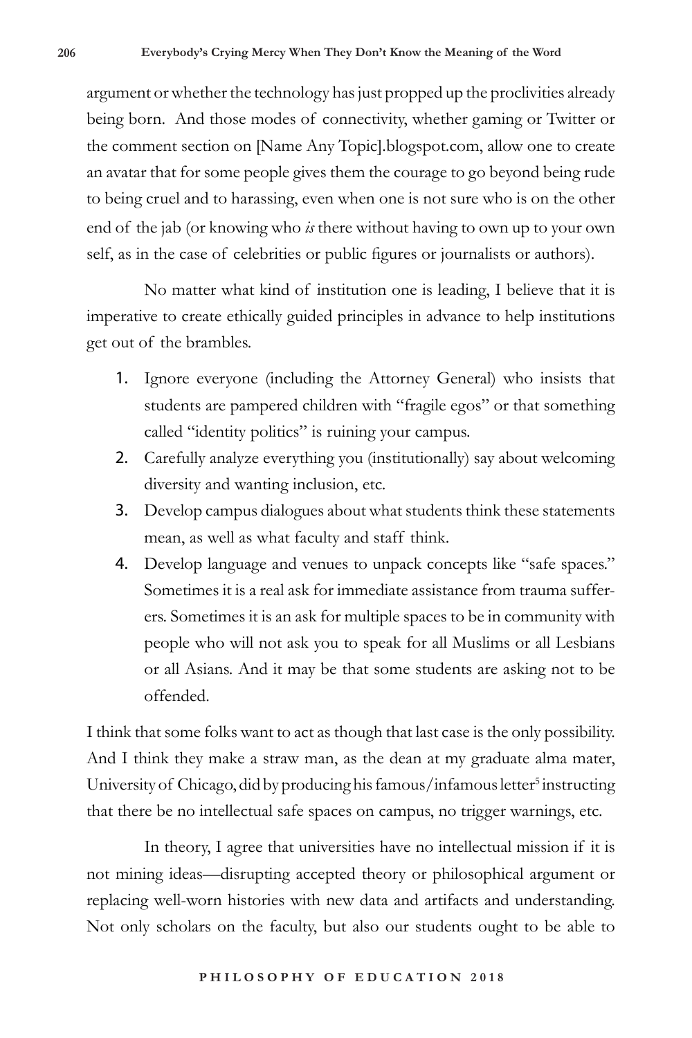argument or whether the technology has just propped up the proclivities already being born. And those modes of connectivity, whether gaming or Twitter or the comment section on [Name Any Topic].blogspot.com, allow one to create an avatar that for some people gives them the courage to go beyond being rude to being cruel and to harassing, even when one is not sure who is on the other end of the jab (or knowing who *is* there without having to own up to your own self, as in the case of celebrities or public figures or journalists or authors).

No matter what kind of institution one is leading, I believe that it is imperative to create ethically guided principles in advance to help institutions get out of the brambles.

1. Ignore everyone (including the Attorney General) who insists that students are pampered children with "fragile egos" or that something called "identity politics" is ruining your campus.
2. Carefully analyze everything you (institutionally) say about welcoming diversity and wanting inclusion, etc.
3. Develop campus dialogues about what students think these statements mean, as well as what faculty and staff think.
4. Develop language and venues to unpack concepts like "safe spaces." Sometimes it is a real ask for immediate assistance from trauma sufferers. Sometimes it is an ask for multiple spaces to be in community with people who will not ask you to speak for all Muslims or all Lesbians or all Asians. And it may be that some students are asking not to be offended.

I think that some folks want to act as though that last case is the only possibility. And I think they make a straw man, as the dean at my graduate alma mater, University of Chicago, did by producing his famous/infamous letter[5] instructing that there be no intellectual safe spaces on campus, no trigger warnings, etc.

In theory, I agree that universities have no intellectual mission if it is not mining ideas—disrupting accepted theory or philosophical argument or replacing well-worn histories with new data and artifacts and understanding. Not only scholars on the faculty, but also our students ought to be able to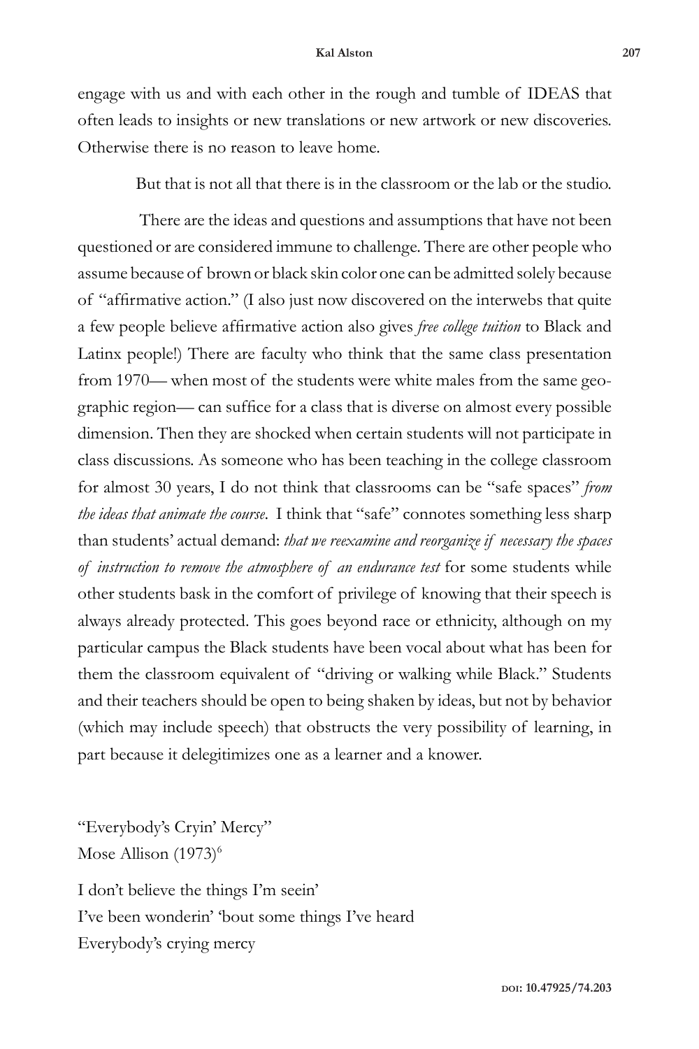engage with us and with each other in the rough and tumble of IDEAS that often leads to insights or new translations or new artwork or new discoveries. Otherwise there is no reason to leave home.

But that is not all that there is in the classroom or the lab or the studio.

There are the ideas and questions and assumptions that have not been questioned or are considered immune to challenge. There are other people who assume because of brown or black skin color one can be admitted solely because of "affirmative action." (I also just now discovered on the interwebs that quite a few people believe affirmative action also gives *free college tuition* to Black and Latinx people!) There are faculty who think that the same class presentation from 1970— when most of the students were white males from the same geographic region— can suffice for a class that is diverse on almost every possible dimension. Then they are shocked when certain students will not participate in class discussions. As someone who has been teaching in the college classroom for almost 30 years, I do not think that classrooms can be "safe spaces" *from the ideas that animate the course*. I think that "safe" connotes something less sharp than students' actual demand: *that we reexamine and reorganize if necessary the spaces of instruction to remove the atmosphere of an endurance test* for some students while other students bask in the comfort of privilege of knowing that their speech is always already protected. This goes beyond race or ethnicity, although on my particular campus the Black students have been vocal about what has been for them the classroom equivalent of "driving or walking while Black." Students and their teachers should be open to being shaken by ideas, but not by behavior (which may include speech) that obstructs the very possibility of learning, in part because it delegitimizes one as a learner and a knower.

"Everybody's Cryin' Mercy"
Mose Allison (1973)[6]

I don't believe the things I'm seein'
I've been wonderin' 'bout some things I've heard
Everybody's crying mercy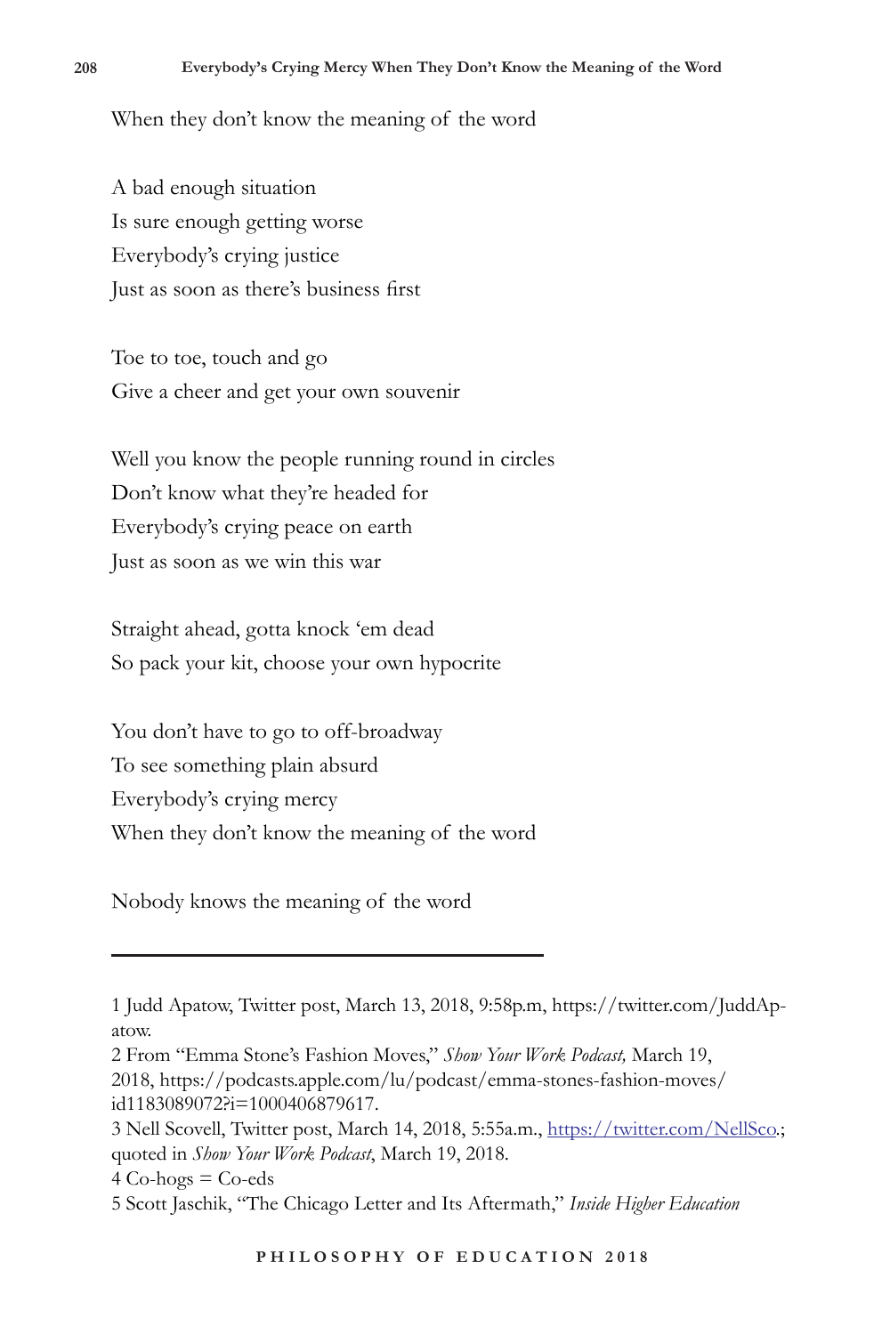When they don't know the meaning of the word

A bad enough situation  
Is sure enough getting worse  
Everybody's crying justice  
Just as soon as there's business first

Toe to toe, touch and go  
Give a cheer and get your own souvenir

Well you know the people running round in circles  
Don't know what they're headed for  
Everybody's crying peace on earth  
Just as soon as we win this war

Straight ahead, gotta knock 'em dead  
So pack your kit, choose your own hypocrite

You don't have to go to off-broadway  
To see something plain absurd  
Everybody's crying mercy  
When they don't know the meaning of the word

Nobody knows the meaning of the word

---

1 Judd Apatow, Twitter post, March 13, 2018, 9:58p.m, https://twitter.com/JuddApatow.

2 From "Emma Stone's Fashion Moves," *Show Your Work Podcast,* March 19, 2018, https://podcasts.apple.com/lu/podcast/emma-stones-fashion-moves/id1183089072?i=1000406879617.

3 Nell Scovell, Twitter post, March 14, 2018, 5:55a.m., https://twitter.com/NellSco.; quoted in *Show Your Work Podcast*, March 19, 2018.

4 Co-hogs = Co-eds

5 Scott Jaschik, "The Chicago Letter and Its Aftermath," *Inside Higher Education*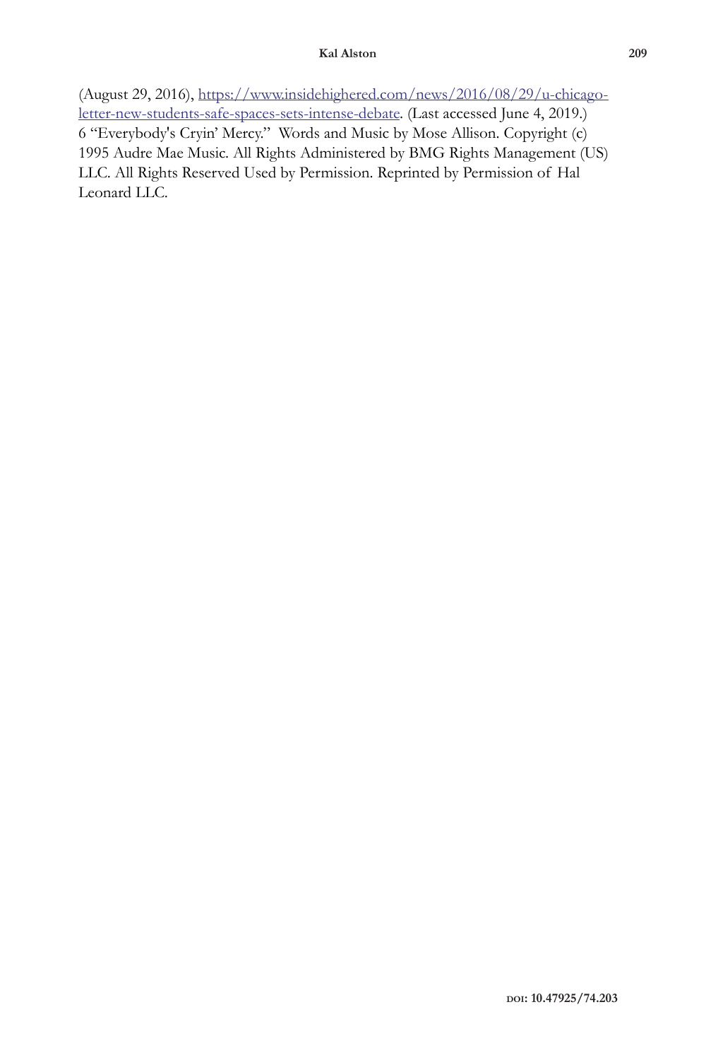(August 29, 2016), https://www.insidehighered.com/news/2016/08/29/u-chicago-letter-new-students-safe-spaces-sets-intense-debate. (Last accessed June 4, 2019.)
6 "Everybody's Cryin' Mercy." Words and Music by Mose Allison. Copyright (c) 1995 Audre Mae Music. All Rights Administered by BMG Rights Management (US) LLC. All Rights Reserved Used by Permission. Reprinted by Permission of Hal Leonard LLC.